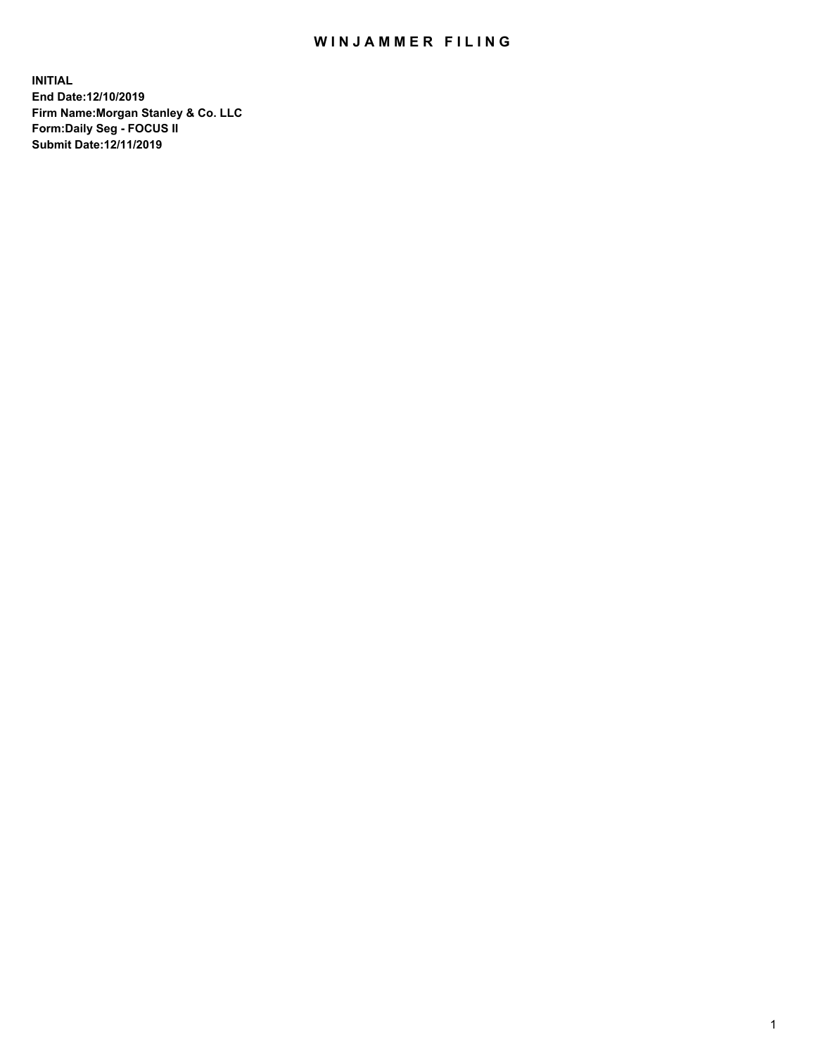# WINJAMMER FILING

**INITIAL**
**End Date:12/10/2019**
**Firm Name:Morgan Stanley & Co. LLC**
**Form:Daily Seg - FOCUS II**
**Submit Date:12/11/2019**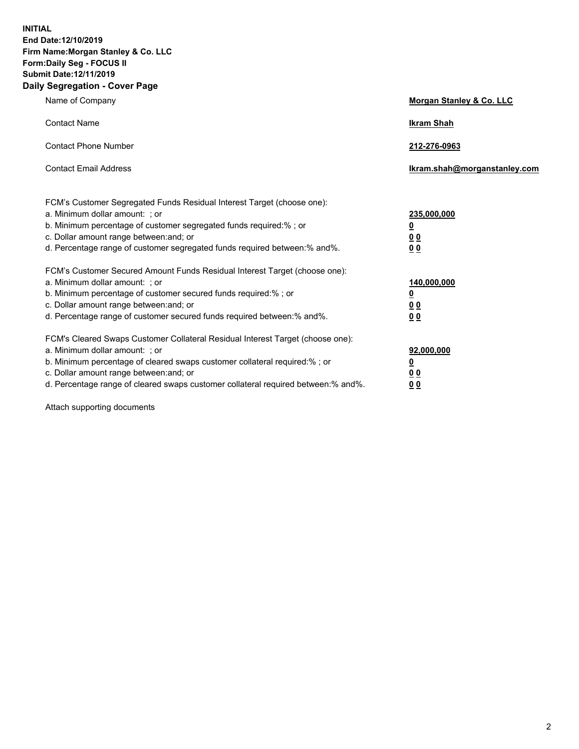**INITIAL**
**End Date:12/10/2019**
**Firm Name:Morgan Stanley & Co. LLC**
**Form:Daily Seg - FOCUS II**
**Submit Date:12/11/2019**

## Daily Segregation - Cover Page

| | |
|---|---|
| Name of Company | **Morgan Stanley & Co. LLC** |
| Contact Name | **Ikram Shah** |
| Contact Phone Number | **212-276-0963** |
| Contact Email Address | **Ikram.shah@morganstanley.com** |

| | |
|---|---|
| FCM's Customer Segregated Funds Residual Interest Target (choose one): | |
| a. Minimum dollar amount: ; or | **235,000,000** |
| b. Minimum percentage of customer segregated funds required:% ; or | **0** |
| c. Dollar amount range between:and; or | **0 0** |
| d. Percentage range of customer segregated funds required between:% and%. | **0 0** |
| FCM's Customer Secured Amount Funds Residual Interest Target (choose one): | |
| a. Minimum dollar amount: ; or | **140,000,000** |
| b. Minimum percentage of customer secured funds required:% ; or | **0** |
| c. Dollar amount range between:and; or | **0 0** |
| d. Percentage range of customer secured funds required between:% and%. | **0 0** |
| FCM's Cleared Swaps Customer Collateral Residual Interest Target (choose one): | |
| a. Minimum dollar amount: ; or | **92,000,000** |
| b. Minimum percentage of cleared swaps customer collateral required:% ; or | **0** |
| c. Dollar amount range between:and; or | **0 0** |
| d. Percentage range of cleared swaps customer collateral required between:% and%. | **0 0** |

Attach supporting documents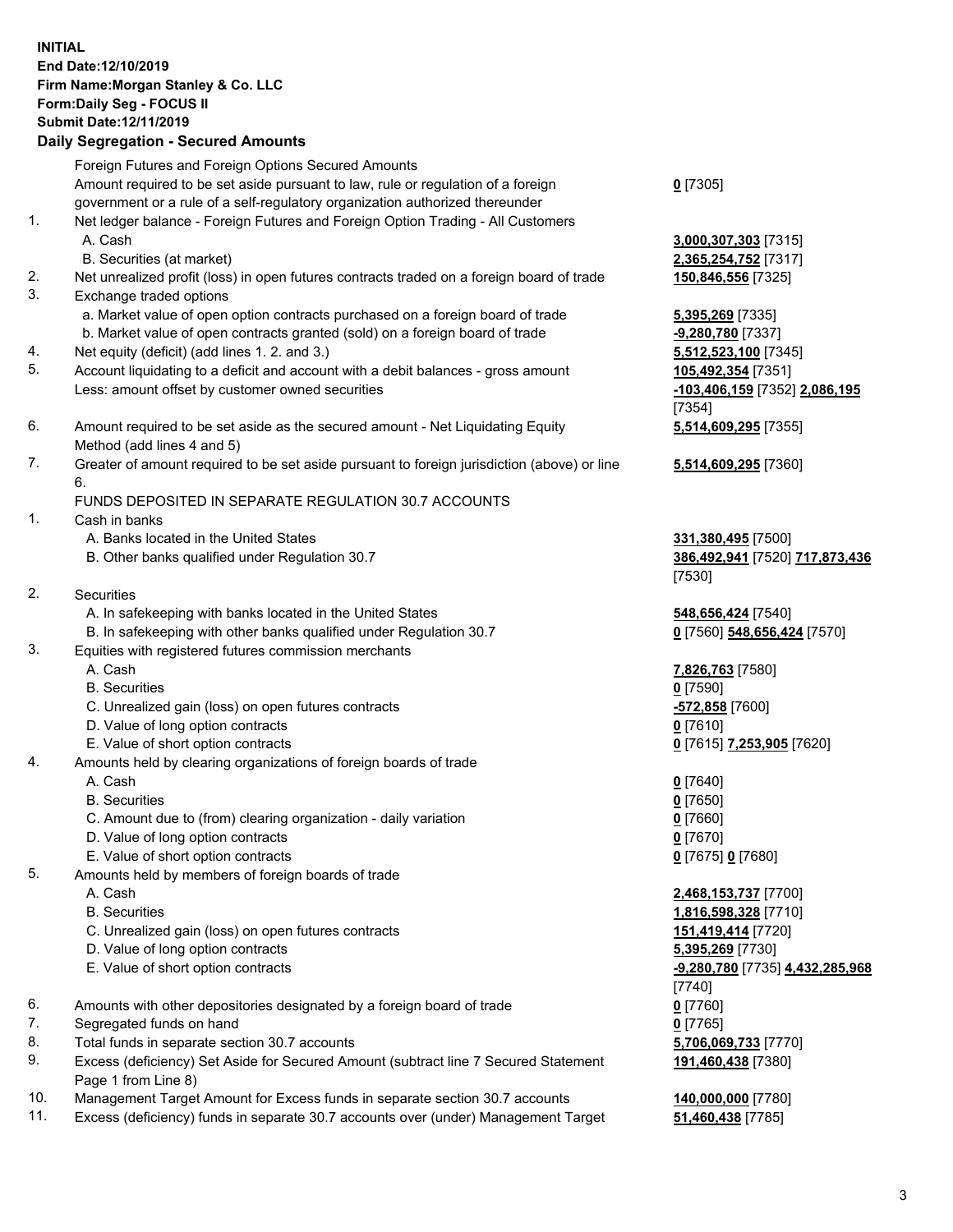**INITIAL**
**End Date:12/10/2019**
**Firm Name:Morgan Stanley & Co. LLC**
**Form:Daily Seg - FOCUS II**
**Submit Date:12/11/2019**
**Daily Segregation - Secured Amounts**

| | | |
|---|---|---|
| | Foreign Futures and Foreign Options Secured Amounts | |
| | Amount required to be set aside pursuant to law, rule or regulation of a foreign government or a rule of a self-regulatory organization authorized thereunder | **0** [7305] |
| 1. | Net ledger balance - Foreign Futures and Foreign Option Trading - All Customers | |
| | A. Cash | **3,000,307,303** [7315] |
| | B. Securities (at market) | **2,365,254,752** [7317] |
| 2. | Net unrealized profit (loss) in open futures contracts traded on a foreign board of trade | **150,846,556** [7325] |
| 3. | Exchange traded options | |
| | a. Market value of open option contracts purchased on a foreign board of trade | **5,395,269** [7335] |
| | b. Market value of open contracts granted (sold) on a foreign board of trade | **-9,280,780** [7337] |
| 4. | Net equity (deficit) (add lines 1. 2. and 3.) | **5,512,523,100** [7345] |
| 5. | Account liquidating to a deficit and account with a debit balances - gross amount | **105,492,354** [7351] |
| | Less: amount offset by customer owned securities | **-103,406,159** [7352] **2,086,195** [7354] |
| 6. | Amount required to be set aside as the secured amount - Net Liquidating Equity Method (add lines 4 and 5) | **5,514,609,295** [7355] |
| 7. | Greater of amount required to be set aside pursuant to foreign jurisdiction (above) or line 6. | **5,514,609,295** [7360] |
| | FUNDS DEPOSITED IN SEPARATE REGULATION 30.7 ACCOUNTS | |
| 1. | Cash in banks | |
| | A. Banks located in the United States | **331,380,495** [7500] |
| | B. Other banks qualified under Regulation 30.7 | **386,492,941** [7520] **717,873,436** [7530] |
| 2. | Securities | |
| | A. In safekeeping with banks located in the United States | **548,656,424** [7540] |
| | B. In safekeeping with other banks qualified under Regulation 30.7 | **0** [7560] **548,656,424** [7570] |
| 3. | Equities with registered futures commission merchants | |
| | A. Cash | **7,826,763** [7580] |
| | B. Securities | **0** [7590] |
| | C. Unrealized gain (loss) on open futures contracts | **-572,858** [7600] |
| | D. Value of long option contracts | **0** [7610] |
| | E. Value of short option contracts | **0** [7615] **7,253,905** [7620] |
| 4. | Amounts held by clearing organizations of foreign boards of trade | |
| | A. Cash | **0** [7640] |
| | B. Securities | **0** [7650] |
| | C. Amount due to (from) clearing organization - daily variation | **0** [7660] |
| | D. Value of long option contracts | **0** [7670] |
| | E. Value of short option contracts | **0** [7675] **0** [7680] |
| 5. | Amounts held by members of foreign boards of trade | |
| | A. Cash | **2,468,153,737** [7700] |
| | B. Securities | **1,816,598,328** [7710] |
| | C. Unrealized gain (loss) on open futures contracts | **151,419,414** [7720] |
| | D. Value of long option contracts | **5,395,269** [7730] |
| | E. Value of short option contracts | **-9,280,780** [7735] **4,432,285,968** [7740] |
| 6. | Amounts with other depositories designated by a foreign board of trade | **0** [7760] |
| 7. | Segregated funds on hand | **0** [7765] |
| 8. | Total funds in separate section 30.7 accounts | **5,706,069,733** [7770] |
| 9. | Excess (deficiency) Set Aside for Secured Amount (subtract line 7 Secured Statement Page 1 from Line 8) | **191,460,438** [7380] |
| 10. | Management Target Amount for Excess funds in separate section 30.7 accounts | **140,000,000** [7780] |
| 11. | Excess (deficiency) funds in separate 30.7 accounts over (under) Management Target | **51,460,438** [7785] |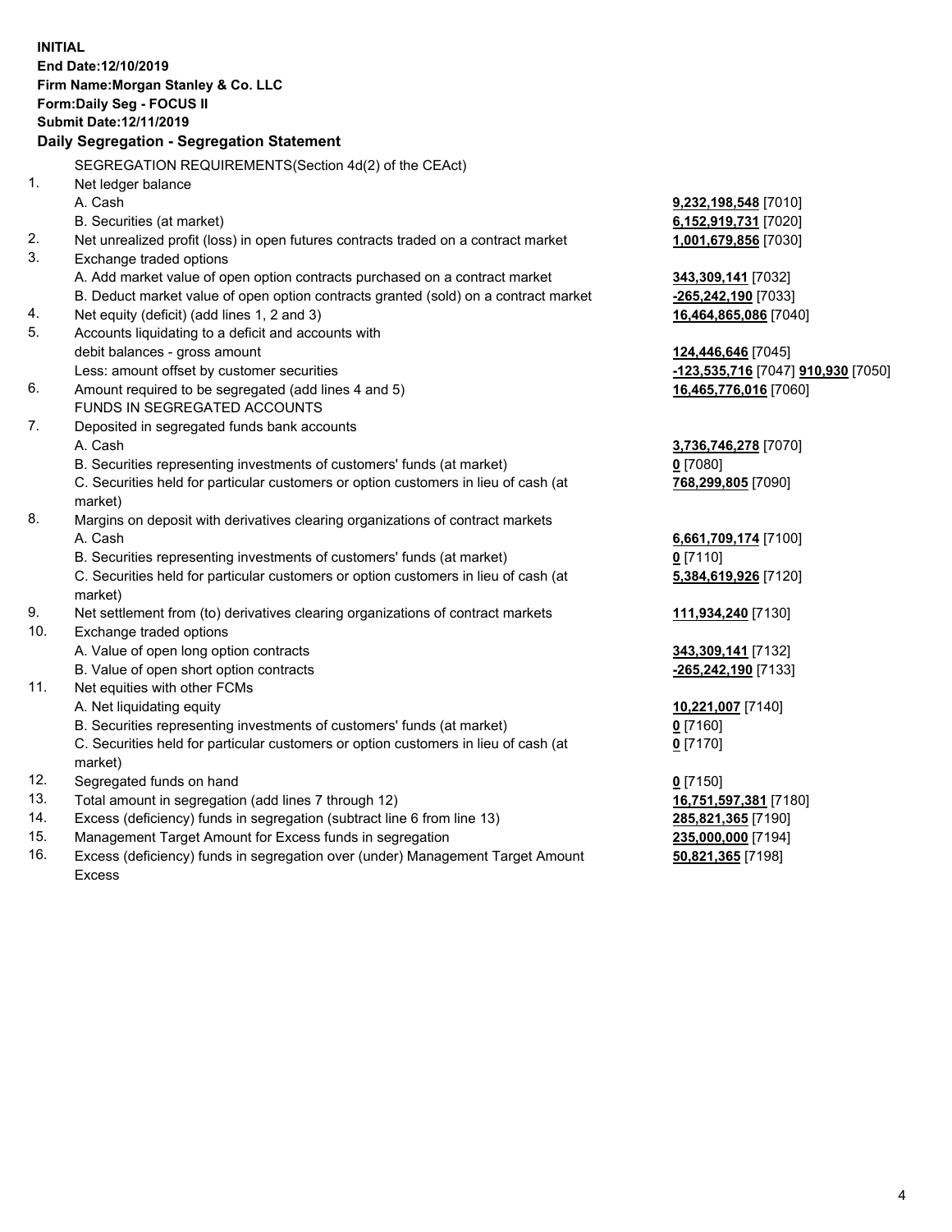**INITIAL**
**End Date:12/10/2019**
**Firm Name:Morgan Stanley & Co. LLC**
**Form:Daily Seg - FOCUS II**
**Submit Date:12/11/2019**

**Daily Segregation - Segregation Statement**

SEGREGATION REQUIREMENTS(Section 4d(2) of the CEAct)

| | | |
|---|---|---|
| 1. | Net ledger balance | |
| | A. Cash | **9,232,198,548** [7010] |
| | B. Securities (at market) | **6,152,919,731** [7020] |
| 2. | Net unrealized profit (loss) in open futures contracts traded on a contract market | **1,001,679,856** [7030] |
| 3. | Exchange traded options | |
| | A. Add market value of open option contracts purchased on a contract market | **343,309,141** [7032] |
| | B. Deduct market value of open option contracts granted (sold) on a contract market | **-265,242,190** [7033] |
| 4. | Net equity (deficit) (add lines 1, 2 and 3) | **16,464,865,086** [7040] |
| 5. | Accounts liquidating to a deficit and accounts with debit balances - gross amount | **124,446,646** [7045] |
| | Less: amount offset by customer securities | **-123,535,716** [7047] **910,930** [7050] |
| 6. | Amount required to be segregated (add lines 4 and 5) | **16,465,776,016** [7060] |
| | FUNDS IN SEGREGATED ACCOUNTS | |
| 7. | Deposited in segregated funds bank accounts | |
| | A. Cash | **3,736,746,278** [7070] |
| | B. Securities representing investments of customers' funds (at market) | **0** [7080] |
| | C. Securities held for particular customers or option customers in lieu of cash (at market) | **768,299,805** [7090] |
| 8. | Margins on deposit with derivatives clearing organizations of contract markets | |
| | A. Cash | **6,661,709,174** [7100] |
| | B. Securities representing investments of customers' funds (at market) | **0** [7110] |
| | C. Securities held for particular customers or option customers in lieu of cash (at market) | **5,384,619,926** [7120] |
| 9. | Net settlement from (to) derivatives clearing organizations of contract markets | **111,934,240** [7130] |
| 10. | Exchange traded options | |
| | A. Value of open long option contracts | **343,309,141** [7132] |
| | B. Value of open short option contracts | **-265,242,190** [7133] |
| 11. | Net equities with other FCMs | |
| | A. Net liquidating equity | **10,221,007** [7140] |
| | B. Securities representing investments of customers' funds (at market) | **0** [7160] |
| | C. Securities held for particular customers or option customers in lieu of cash (at market) | **0** [7170] |
| 12. | Segregated funds on hand | **0** [7150] |
| 13. | Total amount in segregation (add lines 7 through 12) | **16,751,597,381** [7180] |
| 14. | Excess (deficiency) funds in segregation (subtract line 6 from line 13) | **285,821,365** [7190] |
| 15. | Management Target Amount for Excess funds in segregation | **235,000,000** [7194] |
| 16. | Excess (deficiency) funds in segregation over (under) Management Target Amount Excess | **50,821,365** [7198] |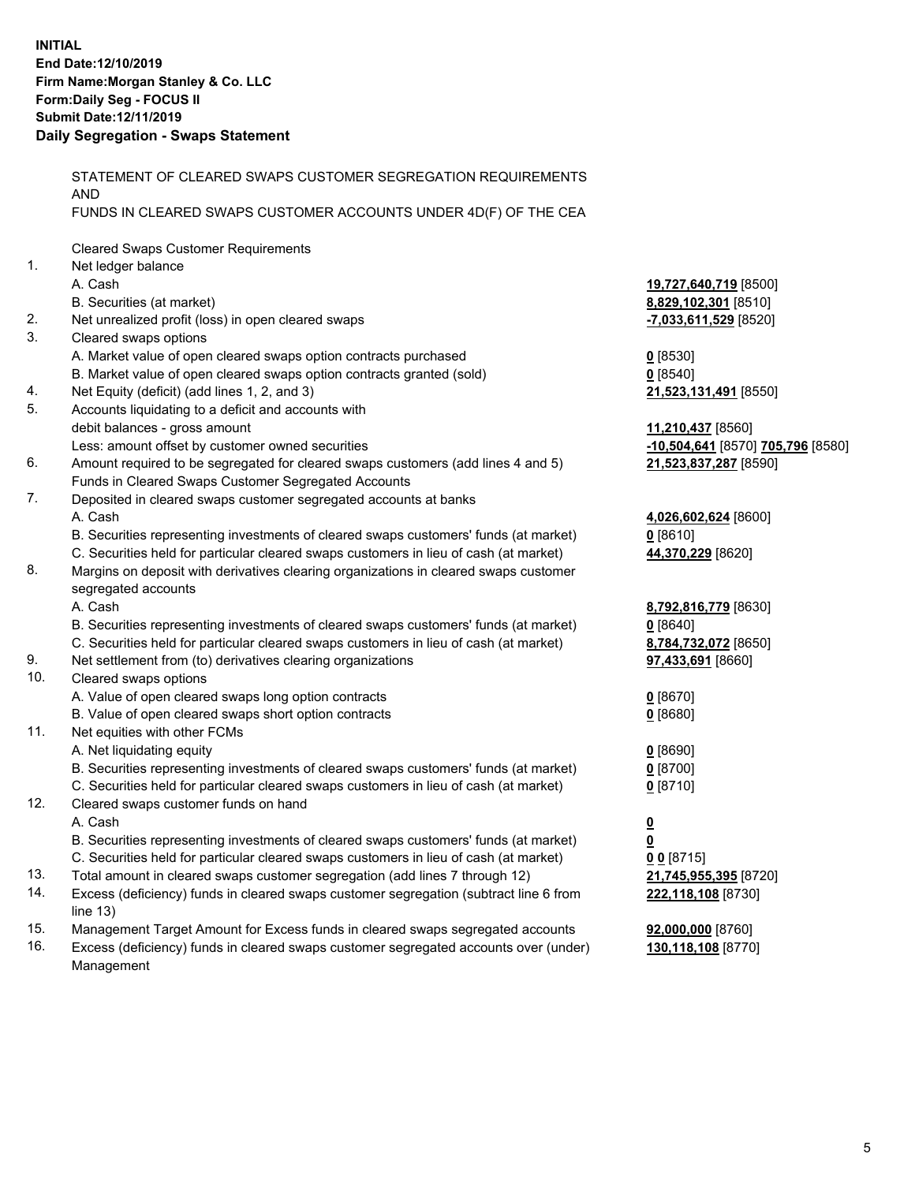**INITIAL**
**End Date:12/10/2019**
**Firm Name:Morgan Stanley & Co. LLC**
**Form:Daily Seg - FOCUS II**
**Submit Date:12/11/2019**
**Daily Segregation - Swaps Statement**

STATEMENT OF CLEARED SWAPS CUSTOMER SEGREGATION REQUIREMENTS AND FUNDS IN CLEARED SWAPS CUSTOMER ACCOUNTS UNDER 4D(F) OF THE CEA

| | | |
|---|---|---|
| | Cleared Swaps Customer Requirements | |
| 1. | Net ledger balance | |
| | A. Cash | **19,727,640,719** [8500] |
| | B. Securities (at market) | **8,829,102,301** [8510] |
| 2. | Net unrealized profit (loss) in open cleared swaps | **-7,033,611,529** [8520] |
| 3. | Cleared swaps options | |
| | A. Market value of open cleared swaps option contracts purchased | **0** [8530] |
| | B. Market value of open cleared swaps option contracts granted (sold) | **0** [8540] |
| 4. | Net Equity (deficit) (add lines 1, 2, and 3) | **21,523,131,491** [8550] |
| 5. | Accounts liquidating to a deficit and accounts with debit balances - gross amount | **11,210,437** [8560] |
| | Less: amount offset by customer owned securities | **-10,504,641** [8570] **705,796** [8580] |
| 6. | Amount required to be segregated for cleared swaps customers (add lines 4 and 5) | **21,523,837,287** [8590] |
| | Funds in Cleared Swaps Customer Segregated Accounts | |
| 7. | Deposited in cleared swaps customer segregated accounts at banks | |
| | A. Cash | **4,026,602,624** [8600] |
| | B. Securities representing investments of cleared swaps customers' funds (at market) | **0** [8610] |
| | C. Securities held for particular cleared swaps customers in lieu of cash (at market) | **44,370,229** [8620] |
| 8. | Margins on deposit with derivatives clearing organizations in cleared swaps customer segregated accounts | |
| | A. Cash | **8,792,816,779** [8630] |
| | B. Securities representing investments of cleared swaps customers' funds (at market) | **0** [8640] |
| | C. Securities held for particular cleared swaps customers in lieu of cash (at market) | **8,784,732,072** [8650] |
| 9. | Net settlement from (to) derivatives clearing organizations | **97,433,691** [8660] |
| 10. | Cleared swaps options | |
| | A. Value of open cleared swaps long option contracts | **0** [8670] |
| | B. Value of open cleared swaps short option contracts | **0** [8680] |
| 11. | Net equities with other FCMs | |
| | A. Net liquidating equity | **0** [8690] |
| | B. Securities representing investments of cleared swaps customers' funds (at market) | **0** [8700] |
| | C. Securities held for particular cleared swaps customers in lieu of cash (at market) | **0** [8710] |
| 12. | Cleared swaps customer funds on hand | |
| | A. Cash | **0** |
| | B. Securities representing investments of cleared swaps customers' funds (at market) | **0** |
| | C. Securities held for particular cleared swaps customers in lieu of cash (at market) | **0** **0** [8715] |
| 13. | Total amount in cleared swaps customer segregation (add lines 7 through 12) | **21,745,955,395** [8720] |
| 14. | Excess (deficiency) funds in cleared swaps customer segregation (subtract line 6 from line 13) | **222,118,108** [8730] |
| 15. | Management Target Amount for Excess funds in cleared swaps segregated accounts | **92,000,000** [8760] |
| 16. | Excess (deficiency) funds in cleared swaps customer segregated accounts over (under) Management | **130,118,108** [8770] |